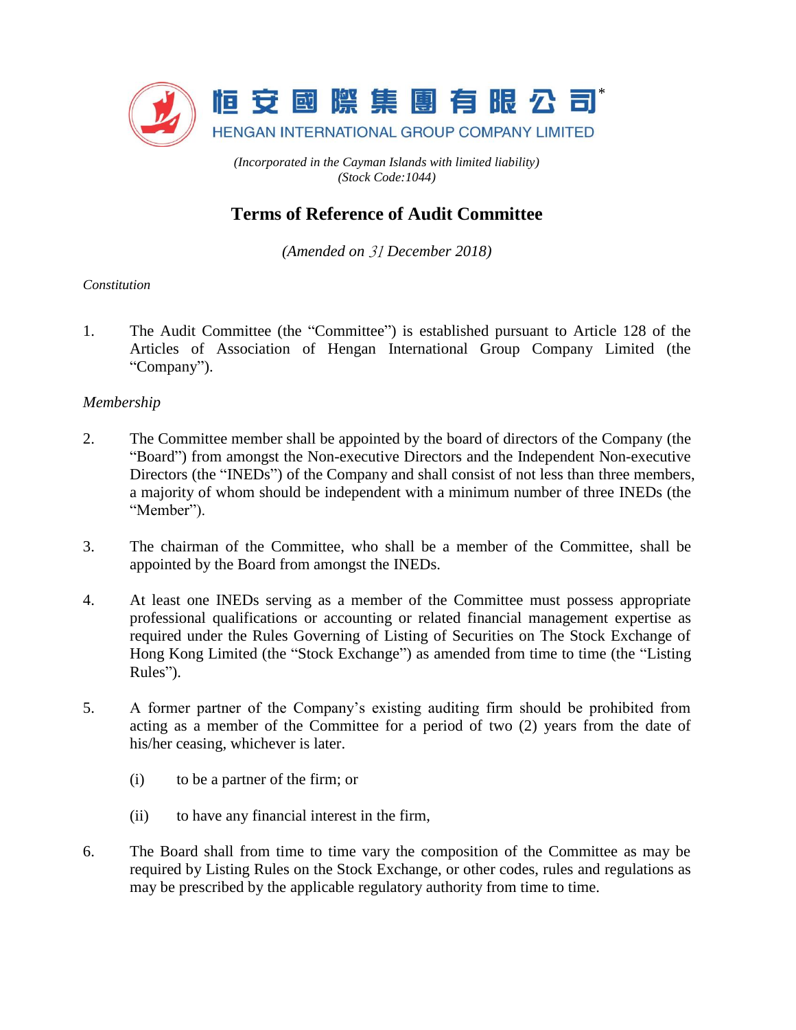恒安國際集團有限公司*

HENGAN INTERNATIONAL GROUP COMPANY LIMITED

*(Incorporated in the Cayman Islands with limited liability)*
*(Stock Code:1044)*

# Terms of Reference of Audit Committee

*(Amended on 31 December 2018)*

*Constitution*

1. The Audit Committee (the "Committee") is established pursuant to Article 128 of the Articles of Association of Hengan International Group Company Limited (the "Company").

*Membership*

2. The Committee member shall be appointed by the board of directors of the Company (the "Board") from amongst the Non-executive Directors and the Independent Non-executive Directors (the "INEDs") of the Company and shall consist of not less than three members, a majority of whom should be independent with a minimum number of three INEDs (the "Member").

3. The chairman of the Committee, who shall be a member of the Committee, shall be appointed by the Board from amongst the INEDs.

4. At least one INEDs serving as a member of the Committee must possess appropriate professional qualifications or accounting or related financial management expertise as required under the Rules Governing of Listing of Securities on The Stock Exchange of Hong Kong Limited (the "Stock Exchange") as amended from time to time (the "Listing Rules").

5. A former partner of the Company's existing auditing firm should be prohibited from acting as a member of the Committee for a period of two (2) years from the date of his/her ceasing, whichever is later.

   (i) to be a partner of the firm; or

   (ii) to have any financial interest in the firm,

6. The Board shall from time to time vary the composition of the Committee as may be required by Listing Rules on the Stock Exchange, or other codes, rules and regulations as may be prescribed by the applicable regulatory authority from time to time.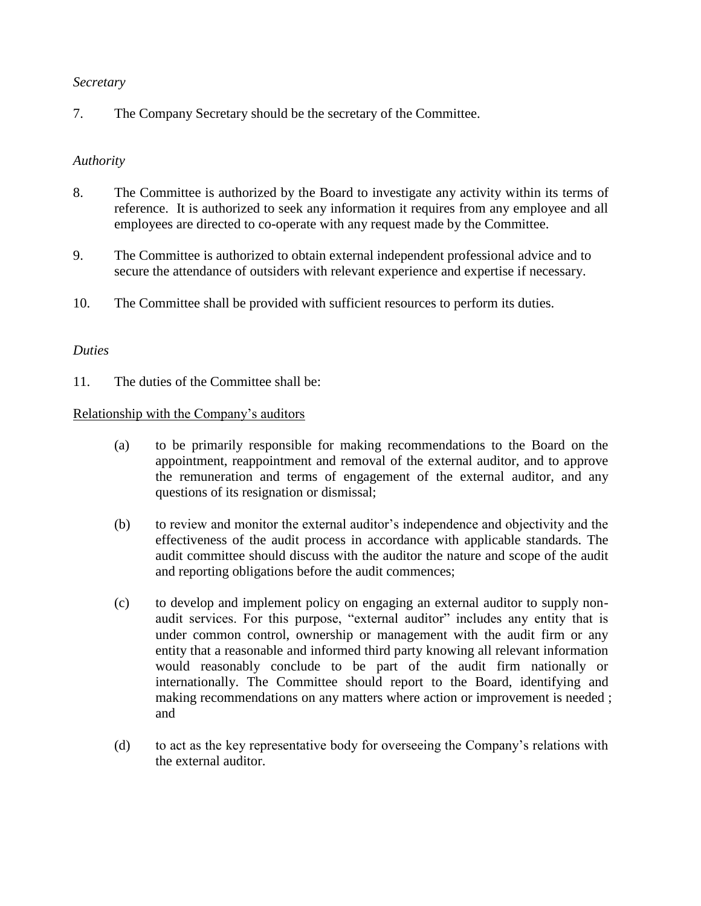*Secretary*

7. The Company Secretary should be the secretary of the Committee.

*Authority*

8. The Committee is authorized by the Board to investigate any activity within its terms of reference. It is authorized to seek any information it requires from any employee and all employees are directed to co-operate with any request made by the Committee.

9. The Committee is authorized to obtain external independent professional advice and to secure the attendance of outsiders with relevant experience and expertise if necessary.

10. The Committee shall be provided with sufficient resources to perform its duties.

*Duties*

11. The duties of the Committee shall be:

<u>Relationship with the Company's auditors</u>

(a) to be primarily responsible for making recommendations to the Board on the appointment, reappointment and removal of the external auditor, and to approve the remuneration and terms of engagement of the external auditor, and any questions of its resignation or dismissal;

(b) to review and monitor the external auditor's independence and objectivity and the effectiveness of the audit process in accordance with applicable standards. The audit committee should discuss with the auditor the nature and scope of the audit and reporting obligations before the audit commences;

(c) to develop and implement policy on engaging an external auditor to supply non-audit services. For this purpose, "external auditor" includes any entity that is under common control, ownership or management with the audit firm or any entity that a reasonable and informed third party knowing all relevant information would reasonably conclude to be part of the audit firm nationally or internationally. The Committee should report to the Board, identifying and making recommendations on any matters where action or improvement is needed ; and

(d) to act as the key representative body for overseeing the Company's relations with the external auditor.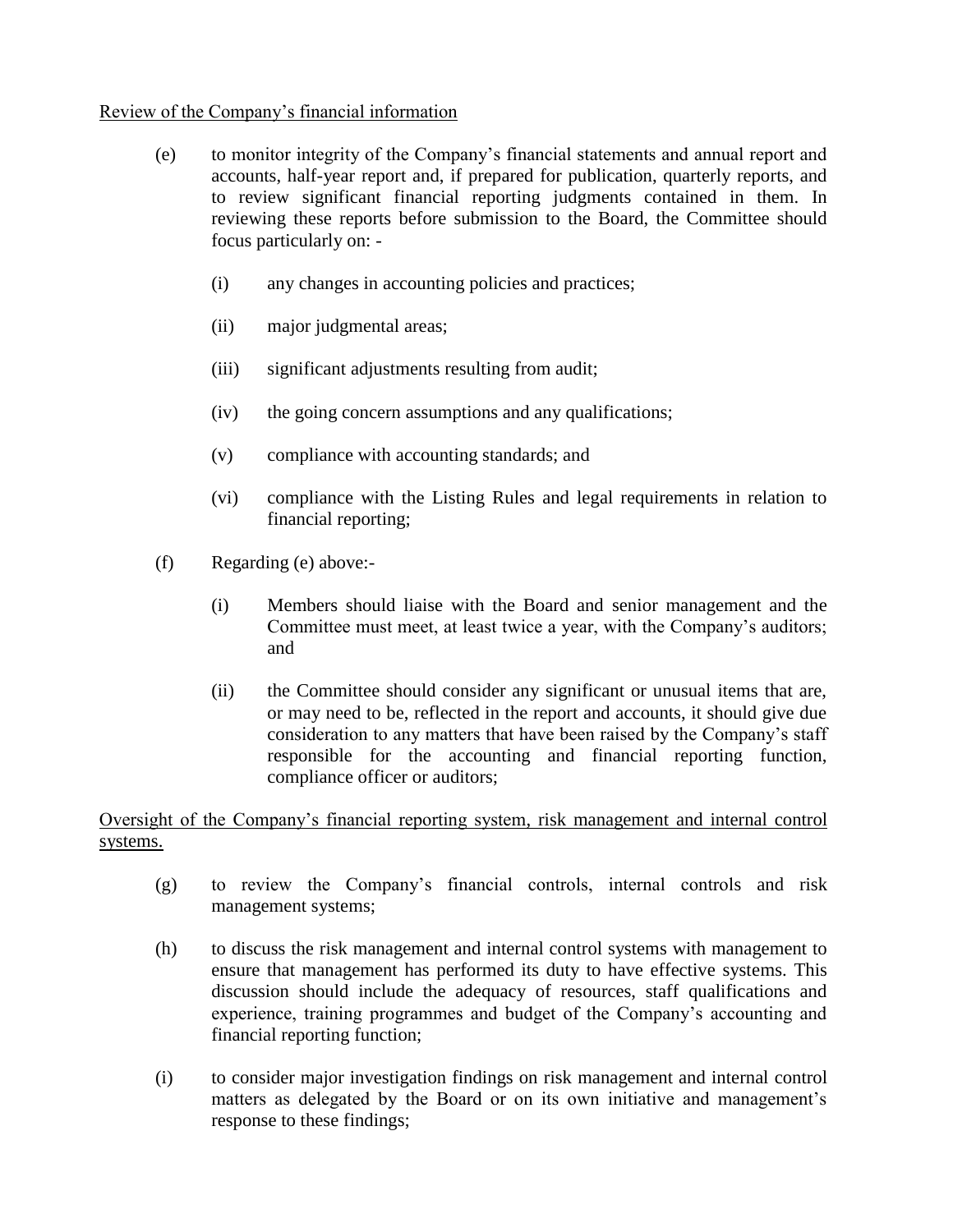Review of the Company's financial information

(e) to monitor integrity of the Company's financial statements and annual report and accounts, half-year report and, if prepared for publication, quarterly reports, and to review significant financial reporting judgments contained in them. In reviewing these reports before submission to the Board, the Committee should focus particularly on: -

  (i) any changes in accounting policies and practices;

  (ii) major judgmental areas;

  (iii) significant adjustments resulting from audit;

  (iv) the going concern assumptions and any qualifications;

  (v) compliance with accounting standards; and

  (vi) compliance with the Listing Rules and legal requirements in relation to financial reporting;

(f) Regarding (e) above:-

  (i) Members should liaise with the Board and senior management and the Committee must meet, at least twice a year, with the Company's auditors; and

  (ii) the Committee should consider any significant or unusual items that are, or may need to be, reflected in the report and accounts, it should give due consideration to any matters that have been raised by the Company's staff responsible for the accounting and financial reporting function, compliance officer or auditors;

Oversight of the Company's financial reporting system, risk management and internal control systems.

(g) to review the Company's financial controls, internal controls and risk management systems;

(h) to discuss the risk management and internal control systems with management to ensure that management has performed its duty to have effective systems. This discussion should include the adequacy of resources, staff qualifications and experience, training programmes and budget of the Company's accounting and financial reporting function;

(i) to consider major investigation findings on risk management and internal control matters as delegated by the Board or on its own initiative and management's response to these findings;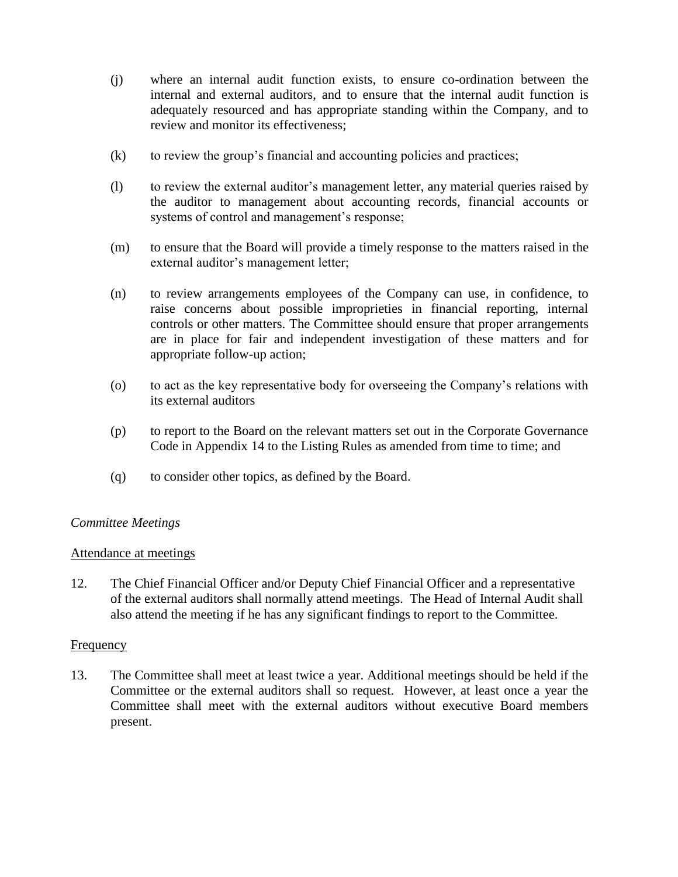(j) where an internal audit function exists, to ensure co-ordination between the internal and external auditors, and to ensure that the internal audit function is adequately resourced and has appropriate standing within the Company, and to review and monitor its effectiveness;

(k) to review the group's financial and accounting policies and practices;

(l) to review the external auditor's management letter, any material queries raised by the auditor to management about accounting records, financial accounts or systems of control and management's response;

(m) to ensure that the Board will provide a timely response to the matters raised in the external auditor's management letter;

(n) to review arrangements employees of the Company can use, in confidence, to raise concerns about possible improprieties in financial reporting, internal controls or other matters. The Committee should ensure that proper arrangements are in place for fair and independent investigation of these matters and for appropriate follow-up action;

(o) to act as the key representative body for overseeing the Company's relations with its external auditors

(p) to report to the Board on the relevant matters set out in the Corporate Governance Code in Appendix 14 to the Listing Rules as amended from time to time; and

(q) to consider other topics, as defined by the Board.

*Committee Meetings*

Attendance at meetings

12. The Chief Financial Officer and/or Deputy Chief Financial Officer and a representative of the external auditors shall normally attend meetings. The Head of Internal Audit shall also attend the meeting if he has any significant findings to report to the Committee.

Frequency

13. The Committee shall meet at least twice a year. Additional meetings should be held if the Committee or the external auditors shall so request. However, at least once a year the Committee shall meet with the external auditors without executive Board members present.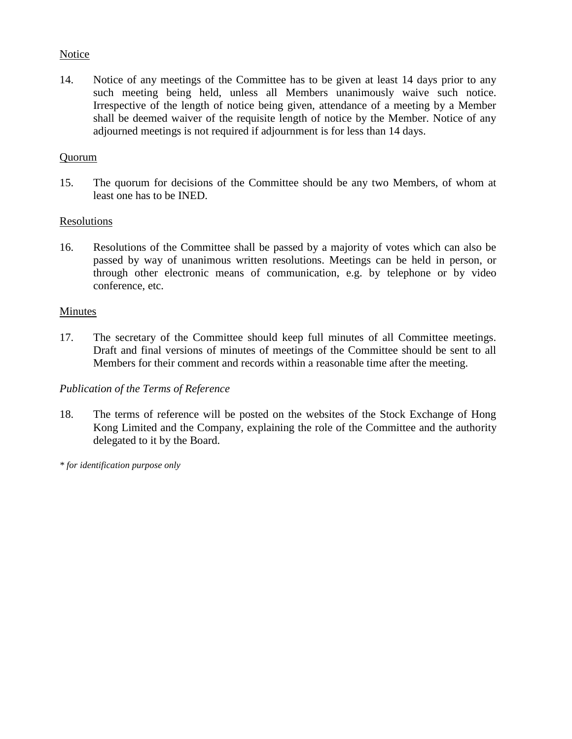Notice

14. Notice of any meetings of the Committee has to be given at least 14 days prior to any such meeting being held, unless all Members unanimously waive such notice. Irrespective of the length of notice being given, attendance of a meeting by a Member shall be deemed waiver of the requisite length of notice by the Member. Notice of any adjourned meetings is not required if adjournment is for less than 14 days.

Quorum

15. The quorum for decisions of the Committee should be any two Members, of whom at least one has to be INED.

Resolutions

16. Resolutions of the Committee shall be passed by a majority of votes which can also be passed by way of unanimous written resolutions. Meetings can be held in person, or through other electronic means of communication, e.g. by telephone or by video conference, etc.

Minutes

17. The secretary of the Committee should keep full minutes of all Committee meetings. Draft and final versions of minutes of meetings of the Committee should be sent to all Members for their comment and records within a reasonable time after the meeting.

*Publication of the Terms of Reference*

18. The terms of reference will be posted on the websites of the Stock Exchange of Hong Kong Limited and the Company, explaining the role of the Committee and the authority delegated to it by the Board.

*\* for identification purpose only*